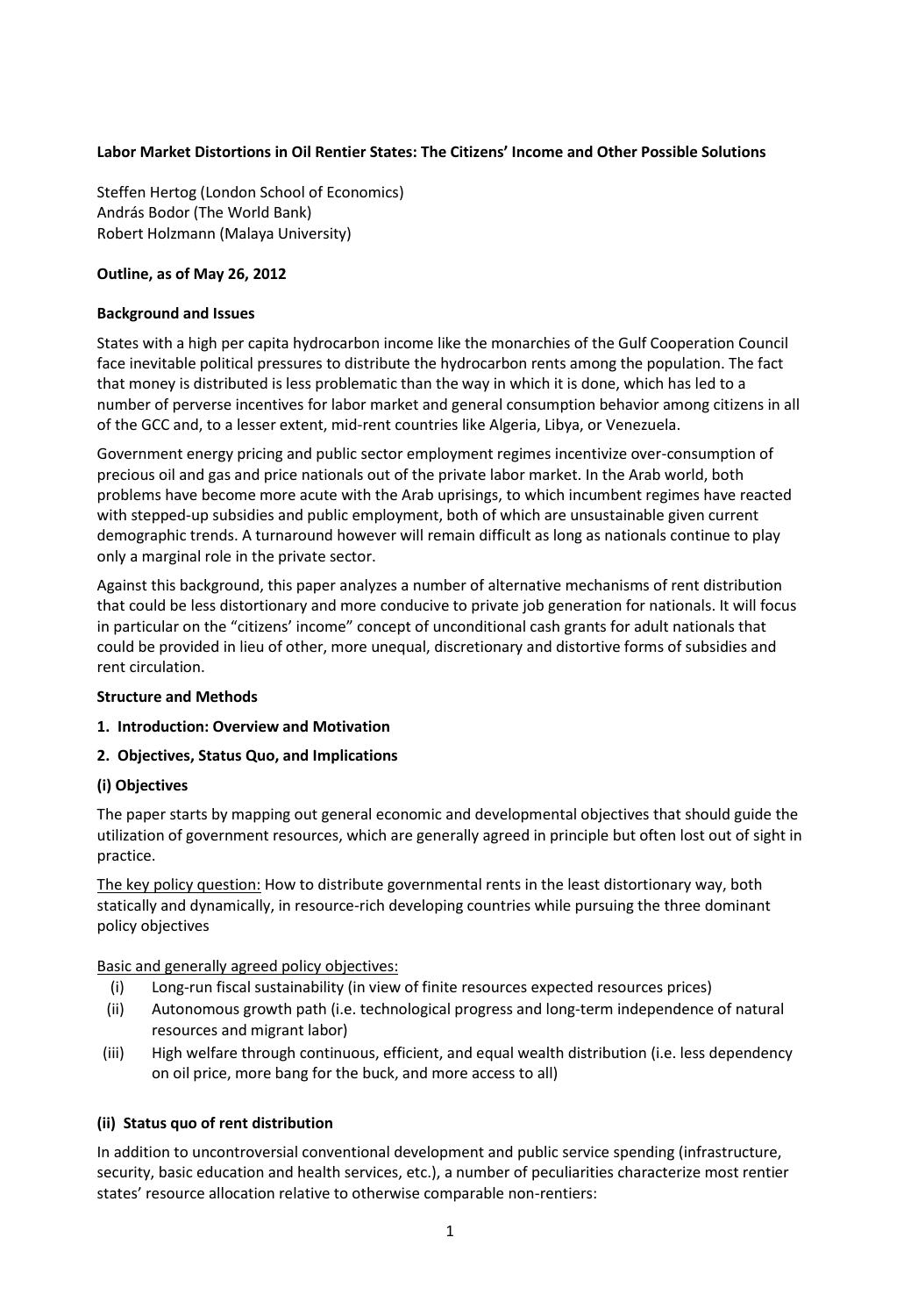**Labor Market Distortions in Oil Rentier States: The Citizens' Income and Other Possible Solutions**

Steffen Hertog (London School of Economics)
András Bodor (The World Bank)
Robert Holzmann (Malaya University)

**Outline, as of May 26, 2012**

**Background and Issues**

States with a high per capita hydrocarbon income like the monarchies of the Gulf Cooperation Council face inevitable political pressures to distribute the hydrocarbon rents among the population. The fact that money is distributed is less problematic than the way in which it is done, which has led to a number of perverse incentives for labor market and general consumption behavior among citizens in all of the GCC and, to a lesser extent, mid-rent countries like Algeria, Libya, or Venezuela.

Government energy pricing and public sector employment regimes incentivize over-consumption of precious oil and gas and price nationals out of the private labor market. In the Arab world, both problems have become more acute with the Arab uprisings, to which incumbent regimes have reacted with stepped-up subsidies and public employment, both of which are unsustainable given current demographic trends. A turnaround however will remain difficult as long as nationals continue to play only a marginal role in the private sector.

Against this background, this paper analyzes a number of alternative mechanisms of rent distribution that could be less distortionary and more conducive to private job generation for nationals. It will focus in particular on the "citizens' income" concept of unconditional cash grants for adult nationals that could be provided in lieu of other, more unequal, discretionary and distortive forms of subsidies and rent circulation.

**Structure and Methods**

**1. Introduction: Overview and Motivation**

**2. Objectives, Status Quo, and Implications**

**(i) Objectives**

The paper starts by mapping out general economic and developmental objectives that should guide the utilization of government resources, which are generally agreed in principle but often lost out of sight in practice.

<u>The key policy question:</u> How to distribute governmental rents in the least distortionary way, both statically and dynamically, in resource-rich developing countries while pursuing the three dominant policy objectives

<u>Basic and generally agreed policy objectives:</u>

(i) Long-run fiscal sustainability (in view of finite resources expected resources prices)

(ii) Autonomous growth path (i.e. technological progress and long-term independence of natural resources and migrant labor)

(iii) High welfare through continuous, efficient, and equal wealth distribution (i.e. less dependency on oil price, more bang for the buck, and more access to all)

**(ii) Status quo of rent distribution**

In addition to uncontroversial conventional development and public service spending (infrastructure, security, basic education and health services, etc.), a number of peculiarities characterize most rentier states' resource allocation relative to otherwise comparable non-rentiers: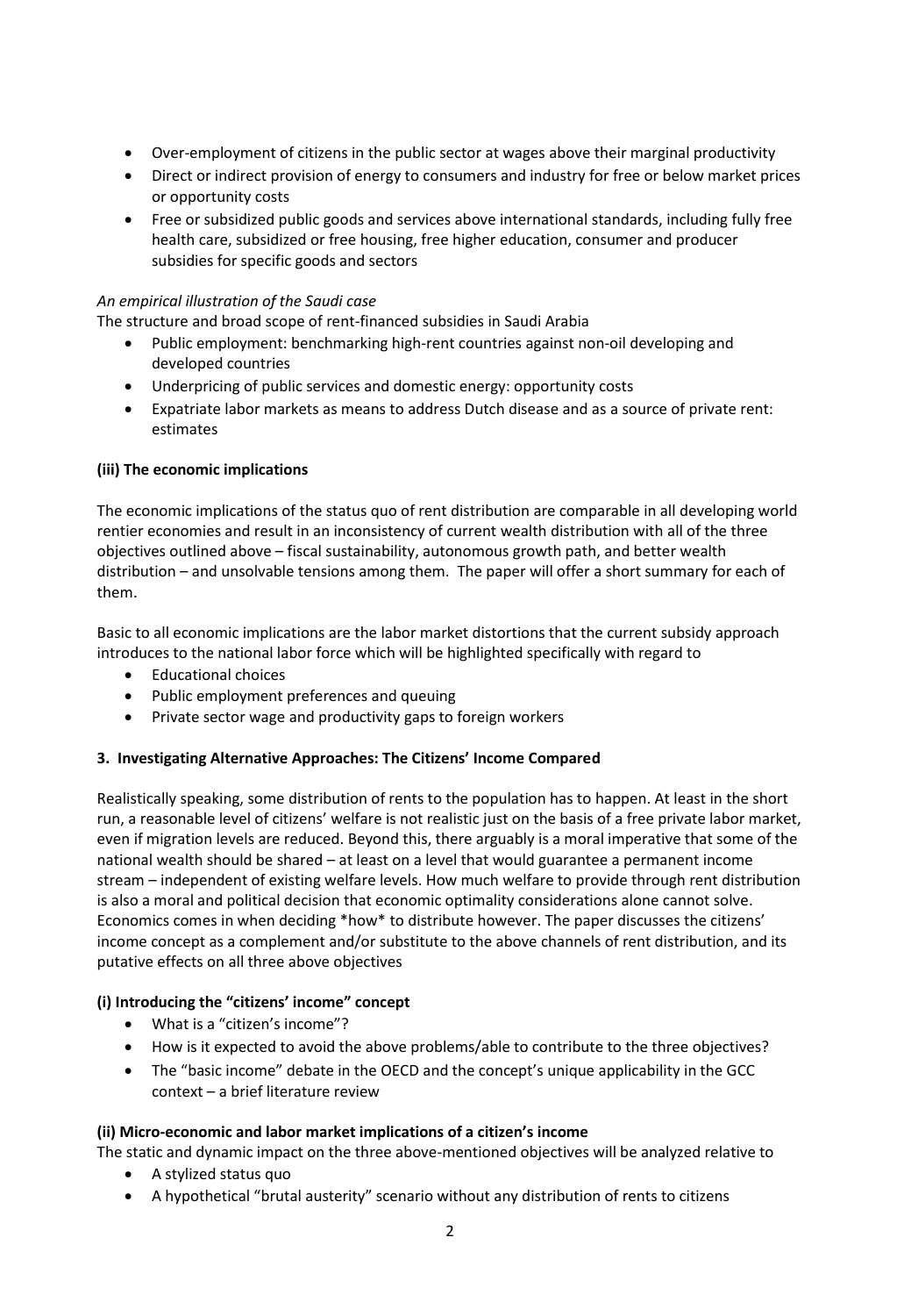- Over-employment of citizens in the public sector at wages above their marginal productivity
- Direct or indirect provision of energy to consumers and industry for free or below market prices or opportunity costs
- Free or subsidized public goods and services above international standards, including fully free health care, subsidized or free housing, free higher education, consumer and producer subsidies for specific goods and sectors

*An empirical illustration of the Saudi case*

The structure and broad scope of rent-financed subsidies in Saudi Arabia

- Public employment: benchmarking high-rent countries against non-oil developing and developed countries
- Underpricing of public services and domestic energy: opportunity costs
- Expatriate labor markets as means to address Dutch disease and as a source of private rent: estimates

**(iii) The economic implications**

The economic implications of the status quo of rent distribution are comparable in all developing world rentier economies and result in an inconsistency of current wealth distribution with all of the three objectives outlined above – fiscal sustainability, autonomous growth path, and better wealth distribution – and unsolvable tensions among them. The paper will offer a short summary for each of them.

Basic to all economic implications are the labor market distortions that the current subsidy approach introduces to the national labor force which will be highlighted specifically with regard to

- Educational choices
- Public employment preferences and queuing
- Private sector wage and productivity gaps to foreign workers

**3. Investigating Alternative Approaches: The Citizens' Income Compared**

Realistically speaking, some distribution of rents to the population has to happen. At least in the short run, a reasonable level of citizens' welfare is not realistic just on the basis of a free private labor market, even if migration levels are reduced. Beyond this, there arguably is a moral imperative that some of the national wealth should be shared – at least on a level that would guarantee a permanent income stream – independent of existing welfare levels. How much welfare to provide through rent distribution is also a moral and political decision that economic optimality considerations alone cannot solve. Economics comes in when deciding *how* to distribute however. The paper discusses the citizens' income concept as a complement and/or substitute to the above channels of rent distribution, and its putative effects on all three above objectives

**(i) Introducing the "citizens' income" concept**

- What is a "citizen's income"?
- How is it expected to avoid the above problems/able to contribute to the three objectives?
- The "basic income" debate in the OECD and the concept's unique applicability in the GCC context – a brief literature review

**(ii) Micro-economic and labor market implications of a citizen's income**

The static and dynamic impact on the three above-mentioned objectives will be analyzed relative to

- A stylized status quo
- A hypothetical "brutal austerity" scenario without any distribution of rents to citizens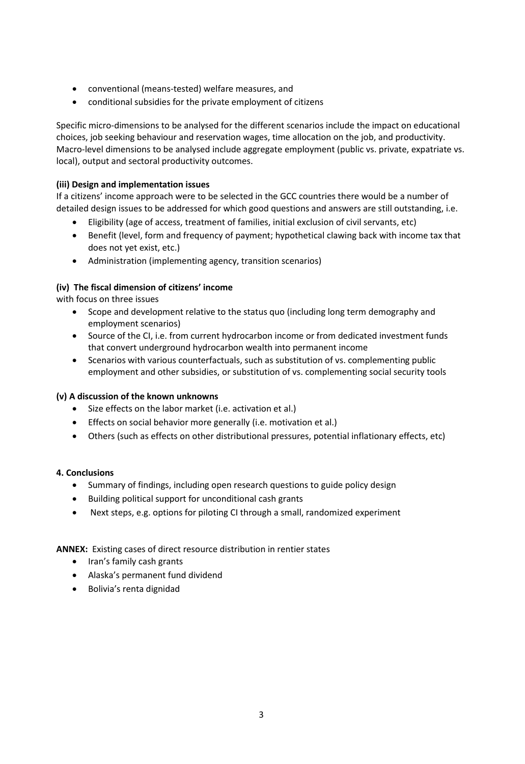- conventional (means-tested) welfare measures, and
- conditional subsidies for the private employment of citizens

Specific micro-dimensions to be analysed for the different scenarios include the impact on educational choices, job seeking behaviour and reservation wages, time allocation on the job, and productivity. Macro-level dimensions to be analysed include aggregate employment (public vs. private, expatriate vs. local), output and sectoral productivity outcomes.

**(iii) Design and implementation issues**

If a citizens' income approach were to be selected in the GCC countries there would be a number of detailed design issues to be addressed for which good questions and answers are still outstanding, i.e.

- Eligibility (age of access, treatment of families, initial exclusion of civil servants, etc)
- Benefit (level, form and frequency of payment; hypothetical clawing back with income tax that does not yet exist, etc.)
- Administration (implementing agency, transition scenarios)

**(iv) The fiscal dimension of citizens' income**

with focus on three issues

- Scope and development relative to the status quo (including long term demography and employment scenarios)
- Source of the CI, i.e. from current hydrocarbon income or from dedicated investment funds that convert underground hydrocarbon wealth into permanent income
- Scenarios with various counterfactuals, such as substitution of vs. complementing public employment and other subsidies, or substitution of vs. complementing social security tools

**(v) A discussion of the known unknowns**

- Size effects on the labor market (i.e. activation et al.)
- Effects on social behavior more generally (i.e. motivation et al.)
- Others (such as effects on other distributional pressures, potential inflationary effects, etc)

**4. Conclusions**

- Summary of findings, including open research questions to guide policy design
- Building political support for unconditional cash grants
- Next steps, e.g. options for piloting CI through a small, randomized experiment

**ANNEX:** Existing cases of direct resource distribution in rentier states

- Iran's family cash grants
- Alaska's permanent fund dividend
- Bolivia's renta dignidad